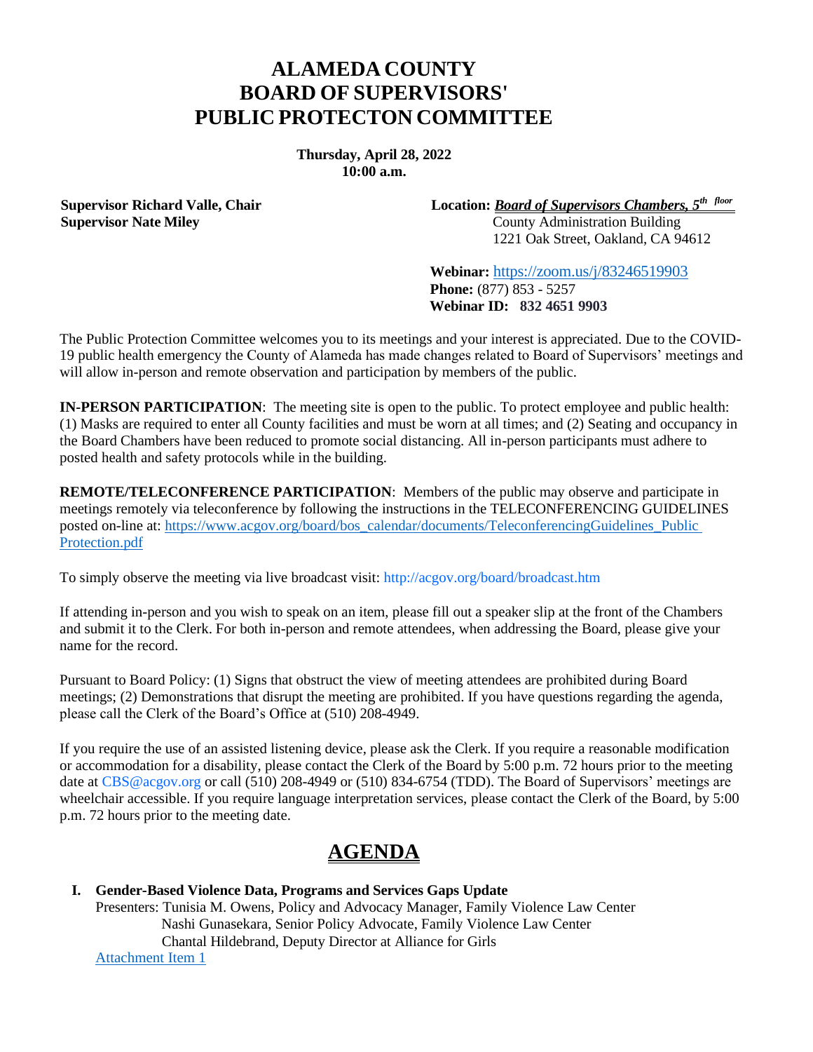# ALAMEDA COUNTY
# BOARD OF SUPERVISORS'
# PUBLIC PROTECTON COMMITTEE

**Thursday, April 28, 2022**
**10:00 a.m.**

**Supervisor Richard Valle, Chair**
**Supervisor Nate Miley**

**Location:** ***Board of Supervisors Chambers, 5th floor***
County Administration Building
1221 Oak Street, Oakland, CA 94612

**Webinar:** https://zoom.us/j/83246519903
**Phone:** (877) 853 - 5257
**Webinar ID: 832 4651 9903**

The Public Protection Committee welcomes you to its meetings and your interest is appreciated. Due to the COVID-19 public health emergency the County of Alameda has made changes related to Board of Supervisors' meetings and will allow in-person and remote observation and participation by members of the public.

**IN-PERSON PARTICIPATION**: The meeting site is open to the public. To protect employee and public health: (1) Masks are required to enter all County facilities and must be worn at all times; and (2) Seating and occupancy in the Board Chambers have been reduced to promote social distancing. All in-person participants must adhere to posted health and safety protocols while in the building.

**REMOTE/TELECONFERENCE PARTICIPATION**: Members of the public may observe and participate in meetings remotely via teleconference by following the instructions in the TELECONFERENCING GUIDELINES posted on-line at: https://www.acgov.org/board/bos_calendar/documents/TeleconferencingGuidelines_Public Protection.pdf

To simply observe the meeting via live broadcast visit: http://acgov.org/board/broadcast.htm

If attending in-person and you wish to speak on an item, please fill out a speaker slip at the front of the Chambers and submit it to the Clerk. For both in-person and remote attendees, when addressing the Board, please give your name for the record.

Pursuant to Board Policy: (1) Signs that obstruct the view of meeting attendees are prohibited during Board meetings; (2) Demonstrations that disrupt the meeting are prohibited. If you have questions regarding the agenda, please call the Clerk of the Board's Office at (510) 208-4949.

If you require the use of an assisted listening device, please ask the Clerk. If you require a reasonable modification or accommodation for a disability, please contact the Clerk of the Board by 5:00 p.m. 72 hours prior to the meeting date at CBS@acgov.org or call (510) 208-4949 or (510) 834-6754 (TDD). The Board of Supervisors' meetings are wheelchair accessible. If you require language interpretation services, please contact the Clerk of the Board, by 5:00 p.m. 72 hours prior to the meeting date.

## AGENDA

**I. Gender-Based Violence Data, Programs and Services Gaps Update**

Presenters: Tunisia M. Owens, Policy and Advocacy Manager, Family Violence Law Center
Nashi Gunasekara, Senior Policy Advocate, Family Violence Law Center
Chantal Hildebrand, Deputy Director at Alliance for Girls

Attachment Item 1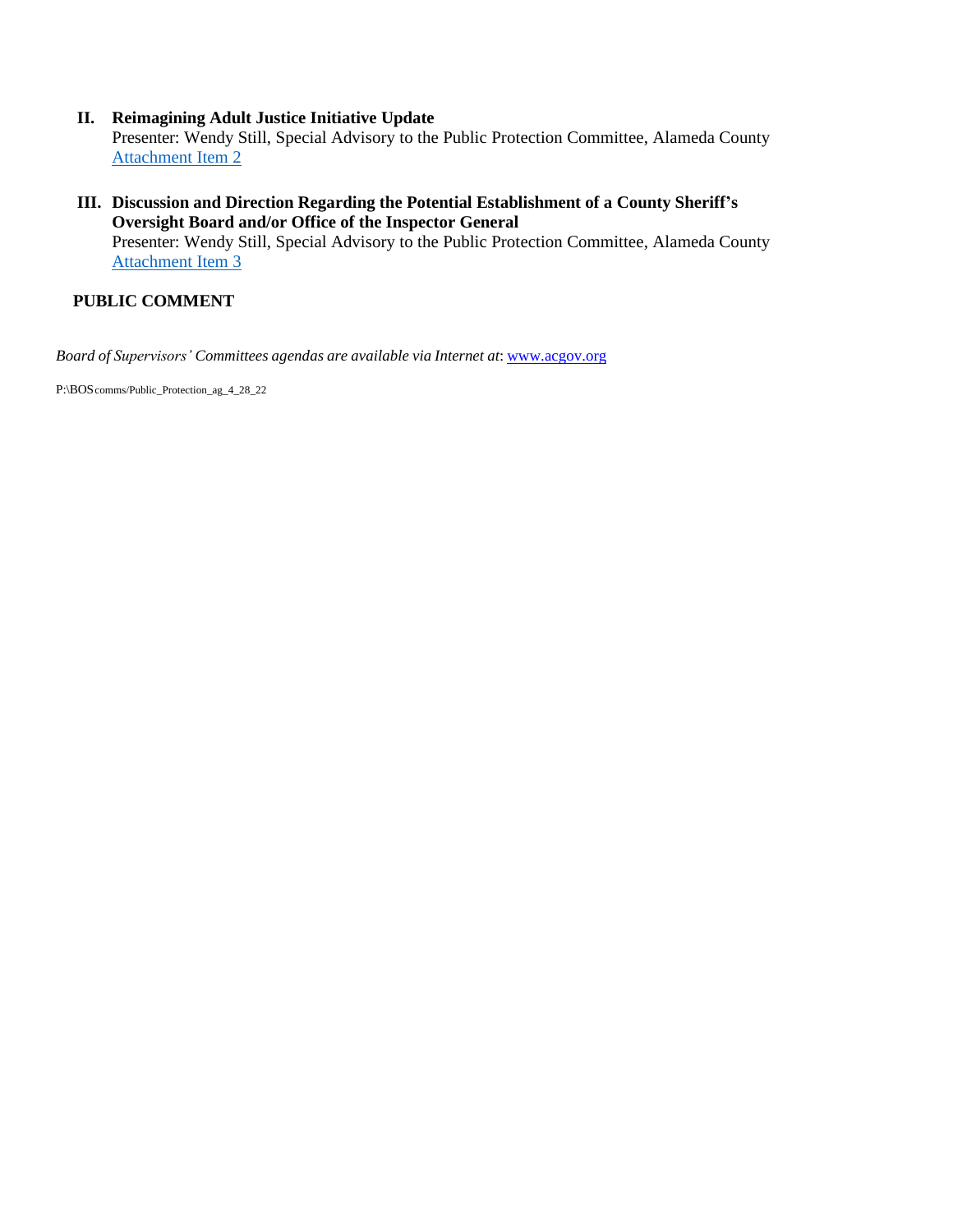**II. Reimagining Adult Justice Initiative Update**
Presenter: Wendy Still, Special Advisory to the Public Protection Committee, Alameda County
[Attachment Item 2]

**III. Discussion and Direction Regarding the Potential Establishment of a County Sheriff's Oversight Board and/or Office of the Inspector General**
Presenter: Wendy Still, Special Advisory to the Public Protection Committee, Alameda County
[Attachment Item 3]

**PUBLIC COMMENT**

*Board of Supervisors' Committees agendas are available via Internet at*: www.acgov.org

P:\BOS comms/Public_Protection_ag_4_28_22